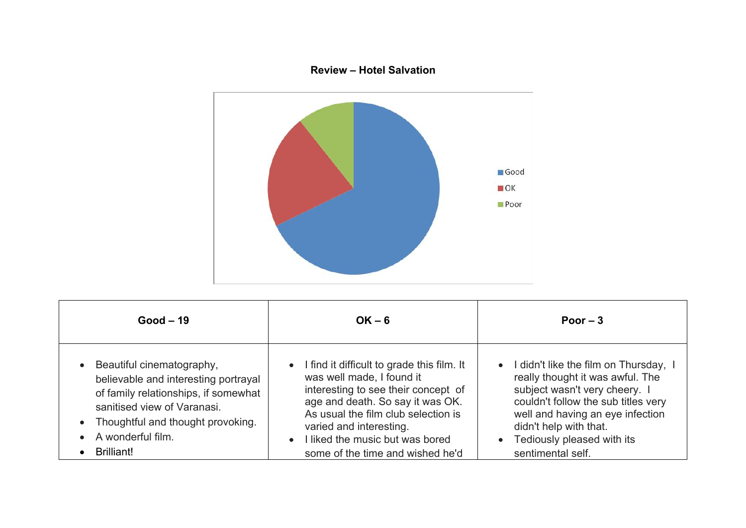**Review – Hotel Salvation**

Good
OK
Poor

| Good – 19 | OK – 6 | Poor – 3 |
| --- | --- | --- |
| • Beautiful cinematography, believable and interesting portrayal of family relationships, if somewhat sanitised view of Varanasi.<br>• Thoughtful and thought provoking.<br>• A wonderful film.<br>• Brilliant! | • I find it difficult to grade this film. It was well made, I found it interesting to see their concept of age and death. So say it was OK. As usual the film club selection is varied and interesting.<br>• I liked the music but was bored some of the time and wished he'd | • I didn't like the film on Thursday, I really thought it was awful. The subject wasn't very cheery. I couldn't follow the sub titles very well and having an eye infection didn't help with that.<br>• Tediously pleased with its sentimental self. |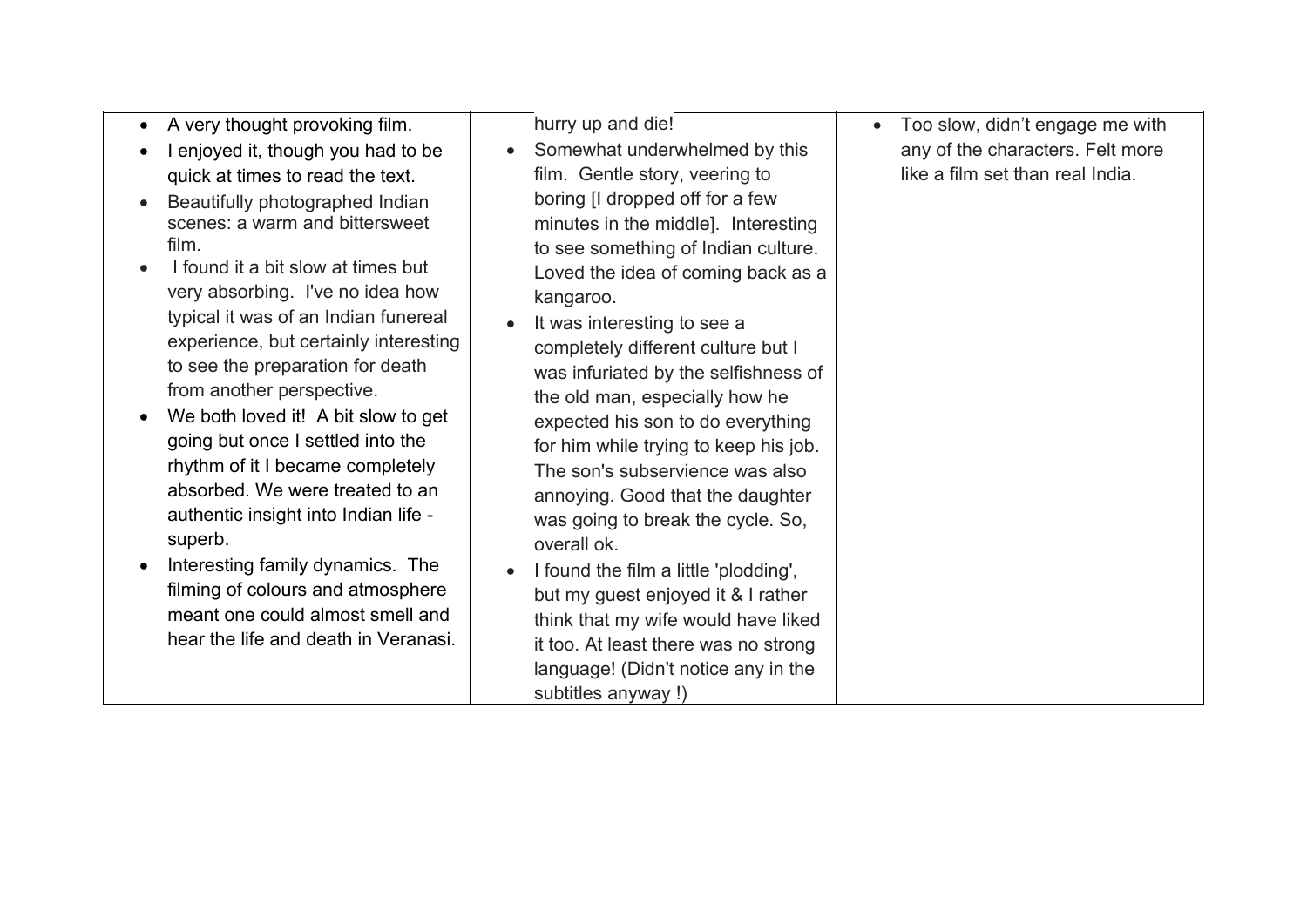| | | |
|---|---|---|
| <ul><li>A very thought provoking film.</li><li>I enjoyed it, though you had to be quick at times to read the text.</li><li>Beautifully photographed Indian scenes: a warm and bittersweet film.</li><li>I found it a bit slow at times but very absorbing. I've no idea how typical it was of an Indian funereal experience, but certainly interesting to see the preparation for death from another perspective.</li><li>We both loved it! A bit slow to get going but once I settled into the rhythm of it I became completely absorbed. We were treated to an authentic insight into Indian life - superb.</li><li>Interesting family dynamics. The filming of colours and atmosphere meant one could almost smell and hear the life and death in Veranasi.</li></ul> | hurry up and die!<ul><li>Somewhat underwhelmed by this film. Gentle story, veering to boring [I dropped off for a few minutes in the middle]. Interesting to see something of Indian culture. Loved the idea of coming back as a kangaroo.</li><li>It was interesting to see a completely different culture but I was infuriated by the selfishness of the old man, especially how he expected his son to do everything for him while trying to keep his job. The son's subservience was also annoying. Good that the daughter was going to break the cycle. So, overall ok.</li><li>I found the film a little 'plodding', but my guest enjoyed it & I rather think that my wife would have liked it too. At least there was no strong language! (Didn't notice any in the subtitles anyway !)</li></ul> | <ul><li>Too slow, didn't engage me with any of the characters. Felt more like a film set than real India.</li></ul> |